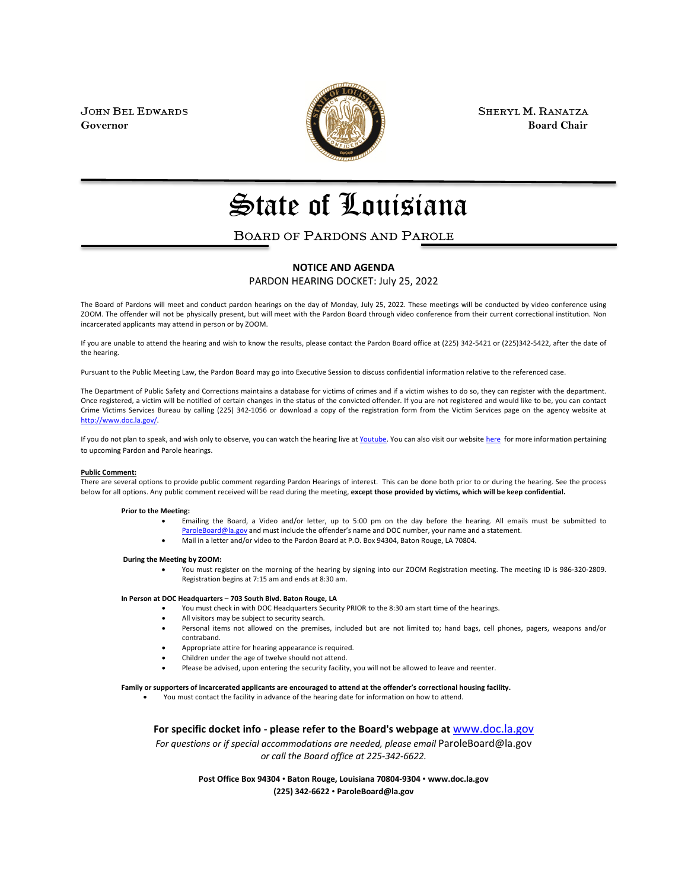JOHN BEL EDWARDS
**Governor**

SHERYL M. RANATZA
**Board Chair**

# State of Louisiana

## BOARD OF PARDONS AND PAROLE

**NOTICE AND AGENDA**

PARDON HEARING DOCKET: July 25, 2022

The Board of Pardons will meet and conduct pardon hearings on the day of Monday, July 25, 2022. These meetings will be conducted by video conference using ZOOM. The offender will not be physically present, but will meet with the Pardon Board through video conference from their current correctional institution. Non incarcerated applicants may attend in person or by ZOOM.

If you are unable to attend the hearing and wish to know the results, please contact the Pardon Board office at (225) 342-5421 or (225)342-5422, after the date of the hearing.

Pursuant to the Public Meeting Law, the Pardon Board may go into Executive Session to discuss confidential information relative to the referenced case.

The Department of Public Safety and Corrections maintains a database for victims of crimes and if a victim wishes to do so, they can register with the department. Once registered, a victim will be notified of certain changes in the status of the convicted offender. If you are not registered and would like to be, you can contact Crime Victims Services Bureau by calling (225) 342-1056 or download a copy of the registration form from the Victim Services page on the agency website at http://www.doc.la.gov/.

If you do not plan to speak, and wish only to observe, you can watch the hearing live at Youtube. You can also visit our website here for more information pertaining to upcoming Pardon and Parole hearings.

**Public Comment:**
There are several options to provide public comment regarding Pardon Hearings of interest. This can be done both prior to or during the hearing. See the process below for all options. Any public comment received will be read during the meeting, **except those provided by victims, which will be keep confidential.**

**Prior to the Meeting:**

- Emailing the Board, a Video and/or letter, up to 5:00 pm on the day before the hearing. All emails must be submitted to ParoleBoard@la.gov and must include the offender's name and DOC number, your name and a statement.
- Mail in a letter and/or video to the Pardon Board at P.O. Box 94304, Baton Rouge, LA 70804.

**During the Meeting by ZOOM:**

- You must register on the morning of the hearing by signing into our ZOOM Registration meeting. The meeting ID is 986-320-2809. Registration begins at 7:15 am and ends at 8:30 am.

**In Person at DOC Headquarters – 703 South Blvd. Baton Rouge, LA**

- You must check in with DOC Headquarters Security PRIOR to the 8:30 am start time of the hearings.
- All visitors may be subject to security search.
- Personal items not allowed on the premises, included but are not limited to; hand bags, cell phones, pagers, weapons and/or contraband.
- Appropriate attire for hearing appearance is required.
- Children under the age of twelve should not attend.
- Please be advised, upon entering the security facility, you will not be allowed to leave and reenter.

**Family or supporters of incarcerated applicants are encouraged to attend at the offender's correctional housing facility.**

- You must contact the facility in advance of the hearing date for information on how to attend.

**For specific docket info - please refer to the Board's webpage at www.doc.la.gov**

*For questions or if special accommodations are needed, please email* ParoleBoard@la.gov *or call the Board office at 225-342-6622.*

**Post Office Box 94304 • Baton Rouge, Louisiana 70804-9304 • www.doc.la.gov**
**(225) 342-6622 • ParoleBoard@la.gov**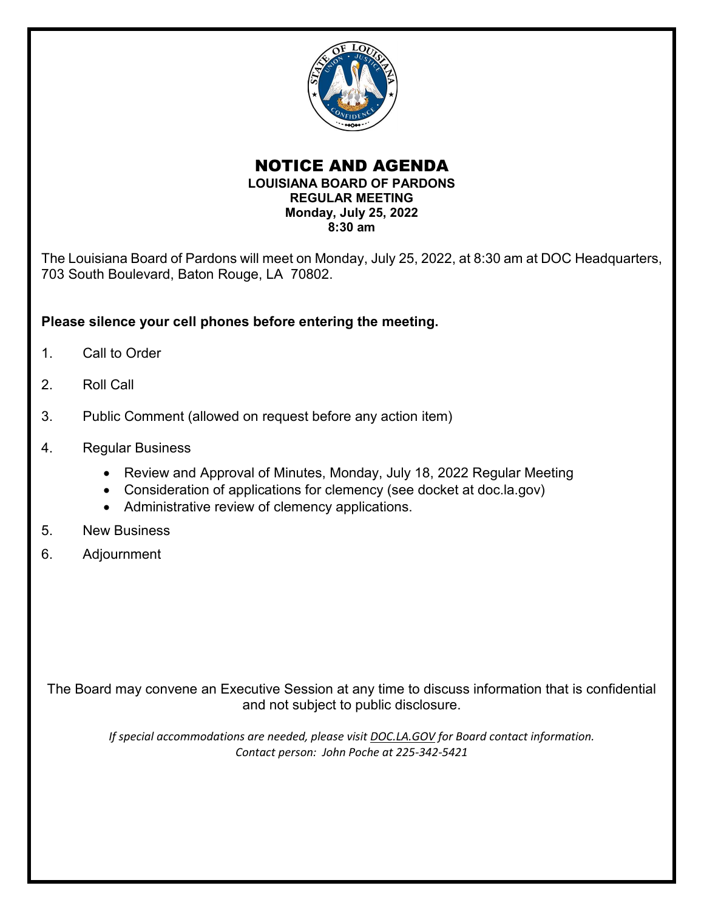# NOTICE AND AGENDA

**LOUISIANA BOARD OF PARDONS**
**REGULAR MEETING**
**Monday, July 25, 2022**
**8:30 am**

The Louisiana Board of Pardons will meet on Monday, July 25, 2022, at 8:30 am at DOC Headquarters, 703 South Boulevard, Baton Rouge, LA 70802.

**Please silence your cell phones before entering the meeting.**

1. Call to Order
2. Roll Call
3. Public Comment (allowed on request before any action item)
4. Regular Business
   - Review and Approval of Minutes, Monday, July 18, 2022 Regular Meeting
   - Consideration of applications for clemency (see docket at doc.la.gov)
   - Administrative review of clemency applications.
5. New Business
6. Adjournment

The Board may convene an Executive Session at any time to discuss information that is confidential and not subject to public disclosure.

*If special accommodations are needed, please visit DOC.LA.GOV for Board contact information.*
*Contact person: John Poche at 225-342-5421*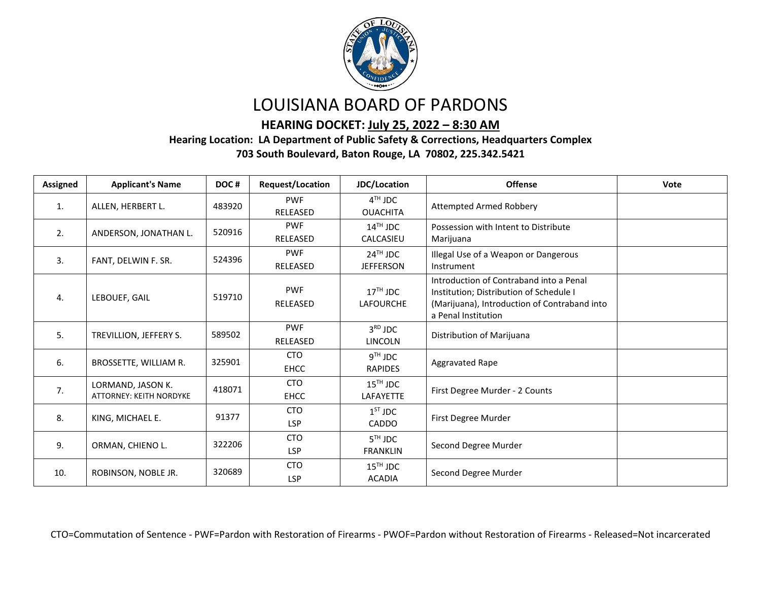# LOUISIANA BOARD OF PARDONS

**HEARING DOCKET: July 25, 2022 – 8:30 AM**

**Hearing Location: LA Department of Public Safety & Corrections, Headquarters Complex**

**703 South Boulevard, Baton Rouge, LA 70802, 225.342.5421**

| Assigned | Applicant's Name | DOC # | Request/Location | JDC/Location | Offense | Vote |
|---|---|---|---|---|---|---|
| 1. | ALLEN, HERBERT L. | 483920 | PWF RELEASED | 4TH JDC OUACHITA | Attempted Armed Robbery | |
| 2. | ANDERSON, JONATHAN L. | 520916 | PWF RELEASED | 14TH JDC CALCASIEU | Possession with Intent to Distribute Marijuana | |
| 3. | FANT, DELWIN F. SR. | 524396 | PWF RELEASED | 24TH JDC JEFFERSON | Illegal Use of a Weapon or Dangerous Instrument | |
| 4. | LEBOUEF, GAIL | 519710 | PWF RELEASED | 17TH JDC LAFOURCHE | Introduction of Contraband into a Penal Institution; Distribution of Schedule I (Marijuana), Introduction of Contraband into a Penal Institution | |
| 5. | TREVILLION, JEFFERY S. | 589502 | PWF RELEASED | 3RD JDC LINCOLN | Distribution of Marijuana | |
| 6. | BROSSETTE, WILLIAM R. | 325901 | CTO EHCC | 9TH JDC RAPIDES | Aggravated Rape | |
| 7. | LORMAND, JASON K. ATTORNEY: KEITH NORDYKE | 418071 | CTO EHCC | 15TH JDC LAFAYETTE | First Degree Murder - 2 Counts | |
| 8. | KING, MICHAEL E. | 91377 | CTO LSP | 1ST JDC CADDO | First Degree Murder | |
| 9. | ORMAN, CHIENO L. | 322206 | CTO LSP | 5TH JDC FRANKLIN | Second Degree Murder | |
| 10. | ROBINSON, NOBLE JR. | 320689 | CTO LSP | 15TH JDC ACADIA | Second Degree Murder | |

CTO=Commutation of Sentence - PWF=Pardon with Restoration of Firearms - PWOF=Pardon without Restoration of Firearms - Released=Not incarcerated